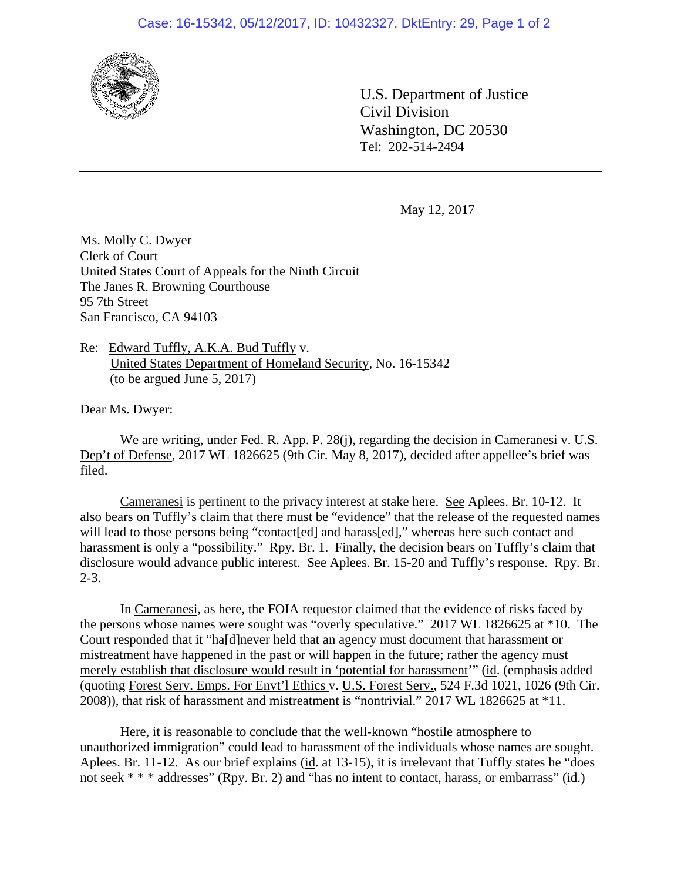U.S. Department of Justice
Civil Division
Washington, DC 20530
Tel: 202-514-2494

May 12, 2017

Ms. Molly C. Dwyer
Clerk of Court
United States Court of Appeals for the Ninth Circuit
The Janes R. Browning Courthouse
95 7th Street
San Francisco, CA 94103

Re: Edward Tuffly, A.K.A. Bud Tuffly v. United States Department of Homeland Security, No. 16-15342 (to be argued June 5, 2017)

Dear Ms. Dwyer:

We are writing, under Fed. R. App. P. 28(j), regarding the decision in Cameranesi v. U.S. Dep't of Defense, 2017 WL 1826625 (9th Cir. May 8, 2017), decided after appellee's brief was filed.

Cameranesi is pertinent to the privacy interest at stake here. See Aplees. Br. 10-12. It also bears on Tuffly's claim that there must be "evidence" that the release of the requested names will lead to those persons being "contact[ed] and harass[ed]," whereas here such contact and harassment is only a "possibility." Rpy. Br. 1. Finally, the decision bears on Tuffly's claim that disclosure would advance public interest. See Aplees. Br. 15-20 and Tuffly's response. Rpy. Br. 2-3.

In Cameranesi, as here, the FOIA requestor claimed that the evidence of risks faced by the persons whose names were sought was "overly speculative." 2017 WL 1826625 at *10. The Court responded that it "ha[d]never held that an agency must document that harassment or mistreatment have happened in the past or will happen in the future; rather the agency must merely establish that disclosure would result in 'potential for harassment'" (id. (emphasis added (quoting Forest Serv. Emps. For Envt'l Ethics v. U.S. Forest Serv., 524 F.3d 1021, 1026 (9th Cir. 2008)), that risk of harassment and mistreatment is "nontrivial." 2017 WL 1826625 at *11.

Here, it is reasonable to conclude that the well-known "hostile atmosphere to unauthorized immigration" could lead to harassment of the individuals whose names are sought. Aplees. Br. 11-12. As our brief explains (id. at 13-15), it is irrelevant that Tuffly states he "does not seek * * * addresses" (Rpy. Br. 2) and "has no intent to contact, harass, or embarrass" (id.)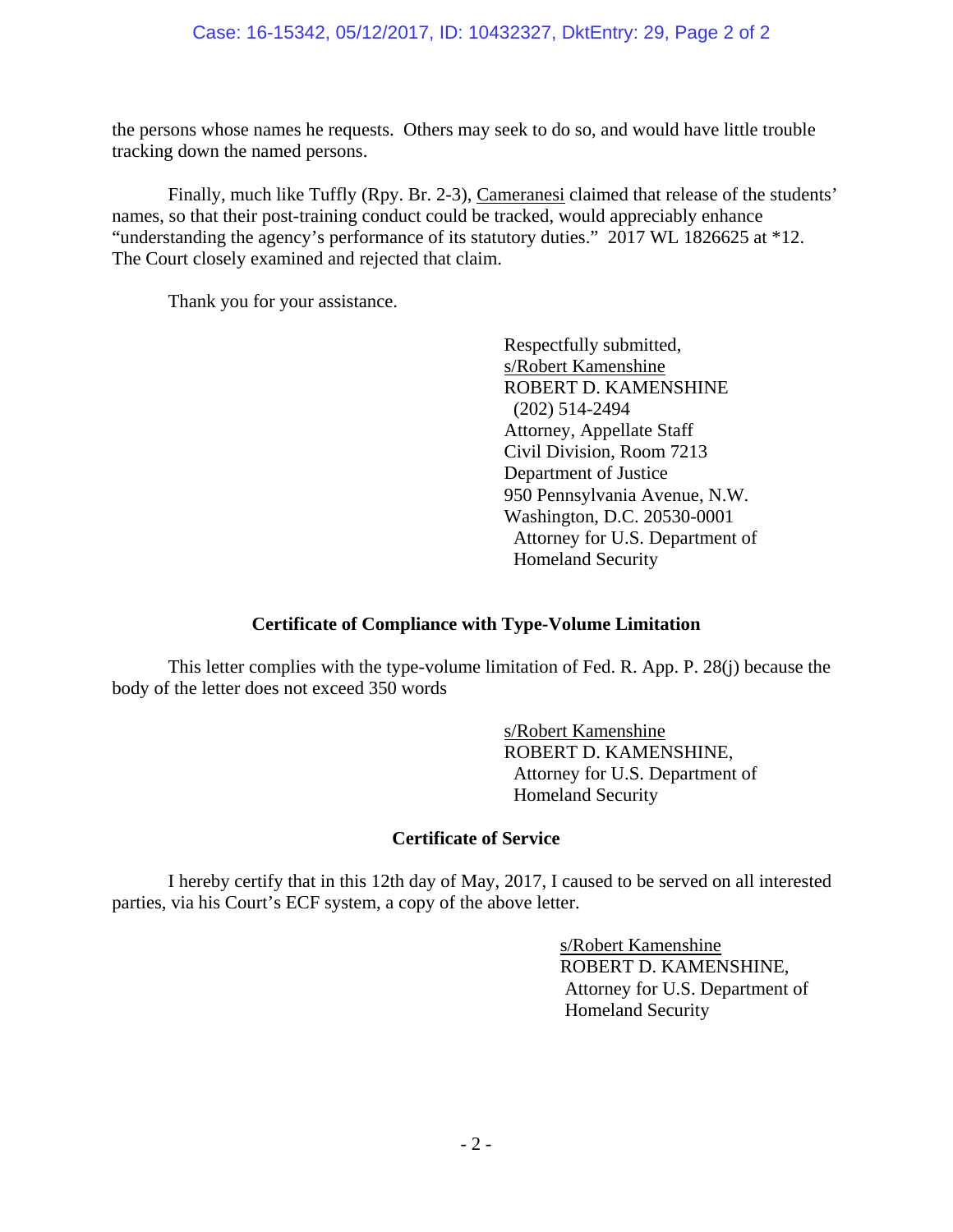the persons whose names he requests. Others may seek to do so, and would have little trouble tracking down the named persons.

Finally, much like Tuffly (Rpy. Br. 2-3), Cameranesi claimed that release of the students' names, so that their post-training conduct could be tracked, would appreciably enhance "understanding the agency's performance of its statutory duties." 2017 WL 1826625 at *12. The Court closely examined and rejected that claim.

Thank you for your assistance.

Respectfully submitted,
s/Robert Kamenshine
ROBERT D. KAMENSHINE
(202) 514-2494
Attorney, Appellate Staff
Civil Division, Room 7213
Department of Justice
950 Pennsylvania Avenue, N.W.
Washington, D.C. 20530-0001
Attorney for U.S. Department of Homeland Security

**Certificate of Compliance with Type-Volume Limitation**

This letter complies with the type-volume limitation of Fed. R. App. P. 28(j) because the body of the letter does not exceed 350 words

s/Robert Kamenshine
ROBERT D. KAMENSHINE,
Attorney for U.S. Department of Homeland Security

**Certificate of Service**

I hereby certify that in this 12th day of May, 2017, I caused to be served on all interested parties, via his Court's ECF system, a copy of the above letter.

s/Robert Kamenshine
ROBERT D. KAMENSHINE,
Attorney for U.S. Department of Homeland Security